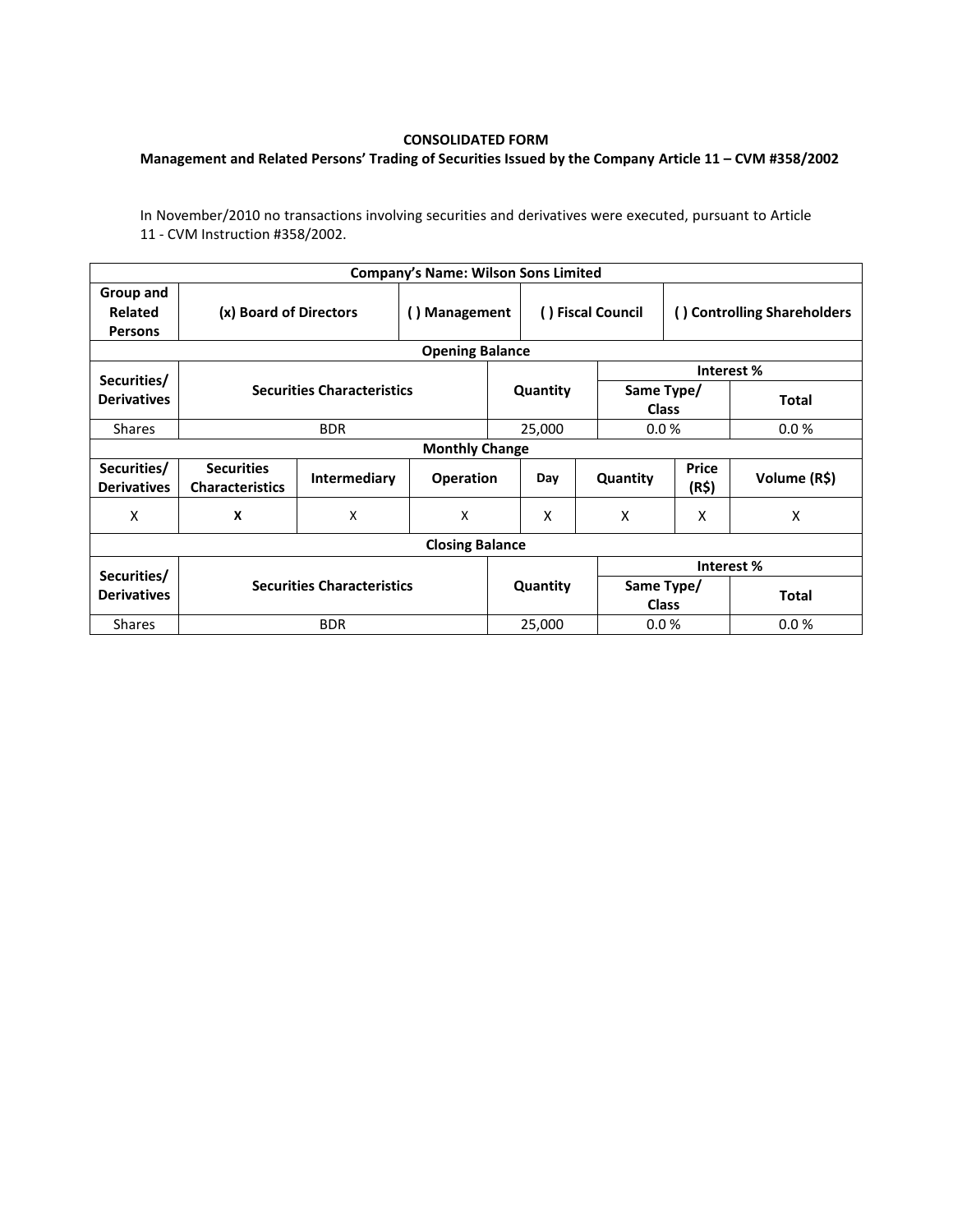**CONSOLIDATED FORM**

**Management and Related Persons' Trading of Securities Issued by the Company Article 11 – CVM #358/2002**

In November/2010 no transactions involving securities and derivatives were executed, pursuant to Article 11 - CVM Instruction #358/2002.

| **Company's Name: Wilson Sons Limited** | | | | | | | |
|---|---|---|---|---|---|---|---|
| **Group and Related Persons** | **(x) Board of Directors** | | **( ) Management** | **( ) Fiscal Council** | | **( ) Controlling Shareholders** | |
| **Opening Balance** | | | | | | | |
| **Securities/ Derivatives** | **Securities Characteristics** | | | **Quantity** | | **Interest %** | |
| | | | | | | **Same Type/ Class** | **Total** |
| Shares | BDR | | | 25,000 | | 0.0 % | 0.0 % |
| **Monthly Change** | | | | | | | |
| **Securities/ Derivatives** | **Securities Characteristics** | **Intermediary** | **Operation** | **Day** | **Quantity** | **Price (R$)** | **Volume (R$)** |
| X | **X** | X | X | X | X | X | X |
| **Closing Balance** | | | | | | | |
| **Securities/ Derivatives** | **Securities Characteristics** | | | **Quantity** | | **Interest %** | |
| | | | | | | **Same Type/ Class** | **Total** |
| Shares | BDR | | | 25,000 | | 0.0 % | 0.0 % |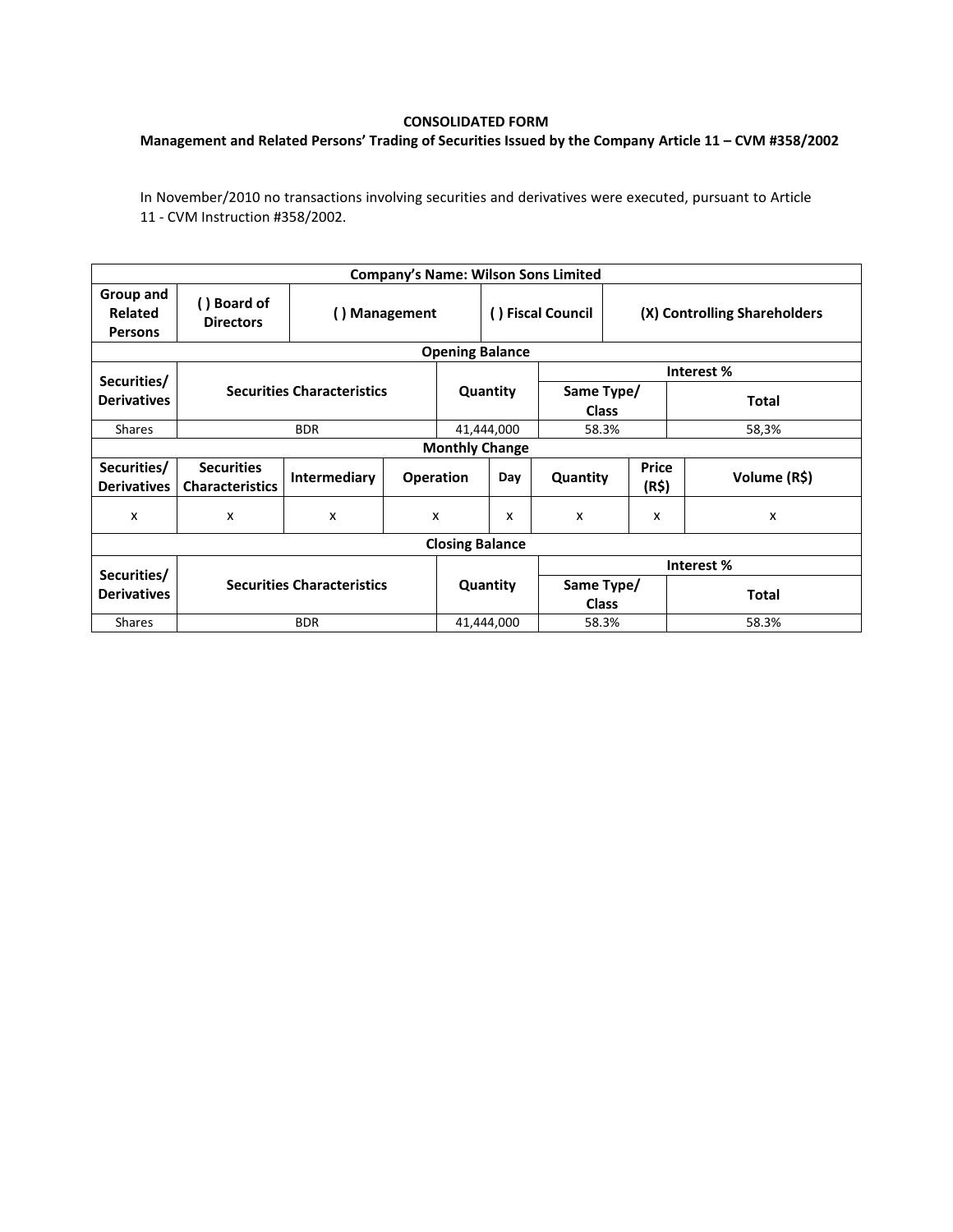**CONSOLIDATED FORM**

**Management and Related Persons' Trading of Securities Issued by the Company Article 11 – CVM #358/2002**

In November/2010 no transactions involving securities and derivatives were executed, pursuant to Article 11 - CVM Instruction #358/2002.

| Company's Name: Wilson Sons Limited | | | | | | | |
|---|---|---|---|---|---|---|---|
| **Group and Related Persons** | **( ) Board of Directors** | **( ) Management** | | **( ) Fiscal Council** | **(X) Controlling Shareholders** | | |
| **Opening Balance** | | | | | | | |
| **Securities/ Derivatives** | **Securities Characteristics** | | | **Quantity** | **Interest %** | | |
| | | | | | **Same Type/ Class** | | **Total** |
| Shares | BDR | | | 41,444,000 | 58.3% | | 58,3% |
| **Monthly Change** | | | | | | | |
| **Securities/ Derivatives** | **Securities Characteristics** | **Intermediary** | **Operation** | **Day** | **Quantity** | **Price (R$)** | **Volume (R$)** |
| x | x | x | x | x | x | x | x |
| **Closing Balance** | | | | | | | |
| **Securities/ Derivatives** | **Securities Characteristics** | | | **Quantity** | **Interest %** | | |
| | | | | | **Same Type/ Class** | | **Total** |
| Shares | BDR | | | 41,444,000 | 58.3% | | 58.3% |